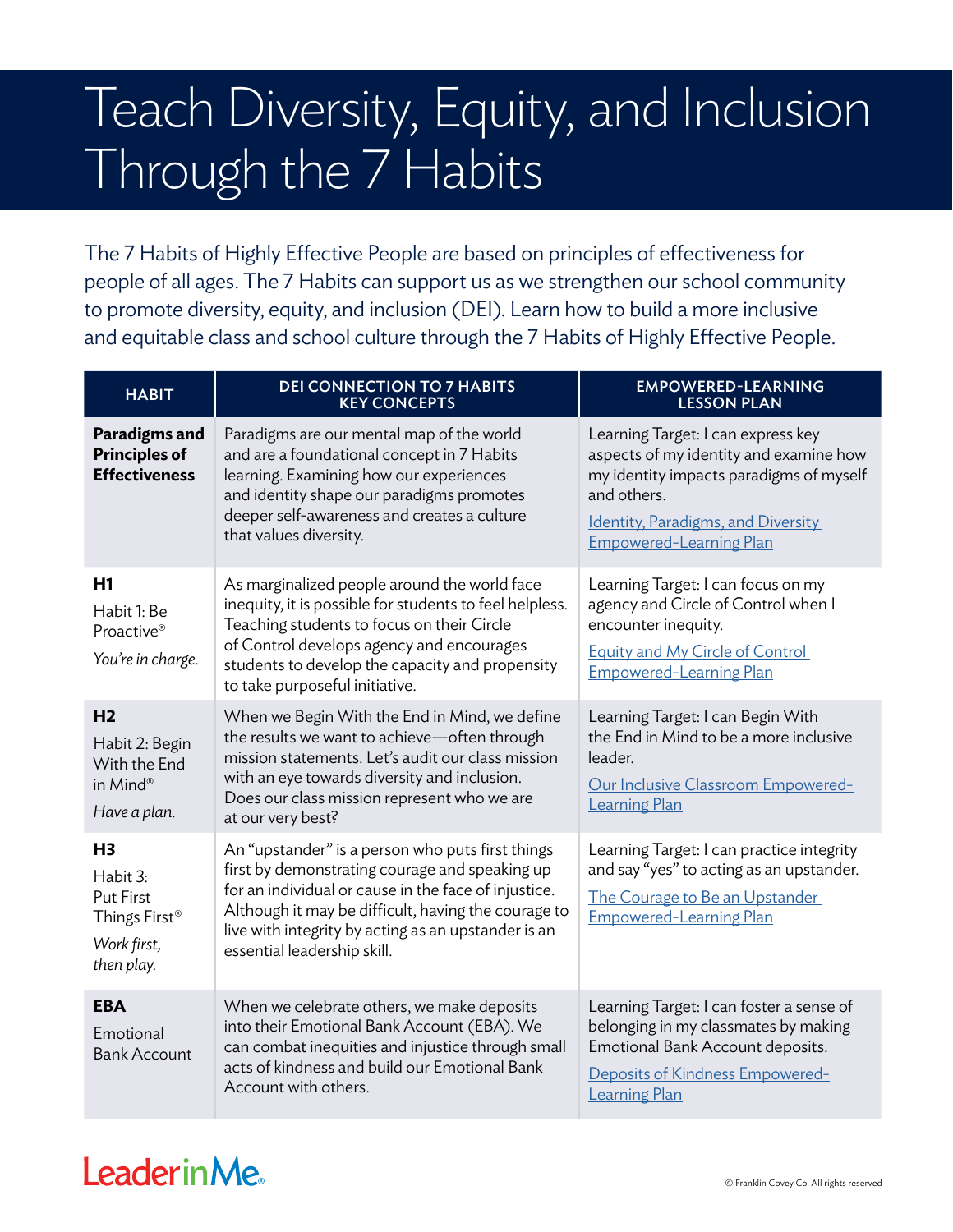# Teach Diversity, Equity, and Inclusion Through the 7 Habits

The 7 Habits of Highly Effective People are based on principles of effectiveness for people of all ages. The 7 Habits can support us as we strengthen our school community to promote diversity, equity, and inclusion (DEI). Learn how to build a more inclusive and equitable class and school culture through the 7 Habits of Highly Effective People.

| HABIT | DEI CONNECTION TO 7 HABITS KEY CONCEPTS | EMPOWERED-LEARNING LESSON PLAN |
|---|---|---|
| **Paradigms and Principles of Effectiveness** | Paradigms are our mental map of the world and are a foundational concept in 7 Habits learning. Examining how our experiences and identity shape our paradigms promotes deeper self-awareness and creates a culture that values diversity. | Learning Target: I can express key aspects of my identity and examine how my identity impacts paradigms of myself and others.<br>Identity, Paradigms, and Diversity Empowered-Learning Plan |
| **H1**<br>Habit 1: Be Proactive®<br>*You're in charge.* | As marginalized people around the world face inequity, it is possible for students to feel helpless. Teaching students to focus on their Circle of Control develops agency and encourages students to develop the capacity and propensity to take purposeful initiative. | Learning Target: I can focus on my agency and Circle of Control when I encounter inequity.<br>Equity and My Circle of Control Empowered-Learning Plan |
| **H2**<br>Habit 2: Begin With the End in Mind®<br>*Have a plan.* | When we Begin With the End in Mind, we define the results we want to achieve—often through mission statements. Let's audit our class mission with an eye towards diversity and inclusion. Does our class mission represent who we are at our very best? | Learning Target: I can Begin With the End in Mind to be a more inclusive leader.<br>Our Inclusive Classroom Empowered-Learning Plan |
| **H3**<br>Habit 3: Put First Things First®<br>*Work first, then play.* | An "upstander" is a person who puts first things first by demonstrating courage and speaking up for an individual or cause in the face of injustice. Although it may be difficult, having the courage to live with integrity by acting as an upstander is an essential leadership skill. | Learning Target: I can practice integrity and say "yes" to acting as an upstander.<br>The Courage to Be an Upstander Empowered-Learning Plan |
| **EBA**<br>Emotional Bank Account | When we celebrate others, we make deposits into their Emotional Bank Account (EBA). We can combat inequities and injustice through small acts of kindness and build our Emotional Bank Account with others. | Learning Target: I can foster a sense of belonging in my classmates by making Emotional Bank Account deposits.<br>Deposits of Kindness Empowered-Learning Plan |

Leader in Me

© Franklin Covey Co. All rights reserved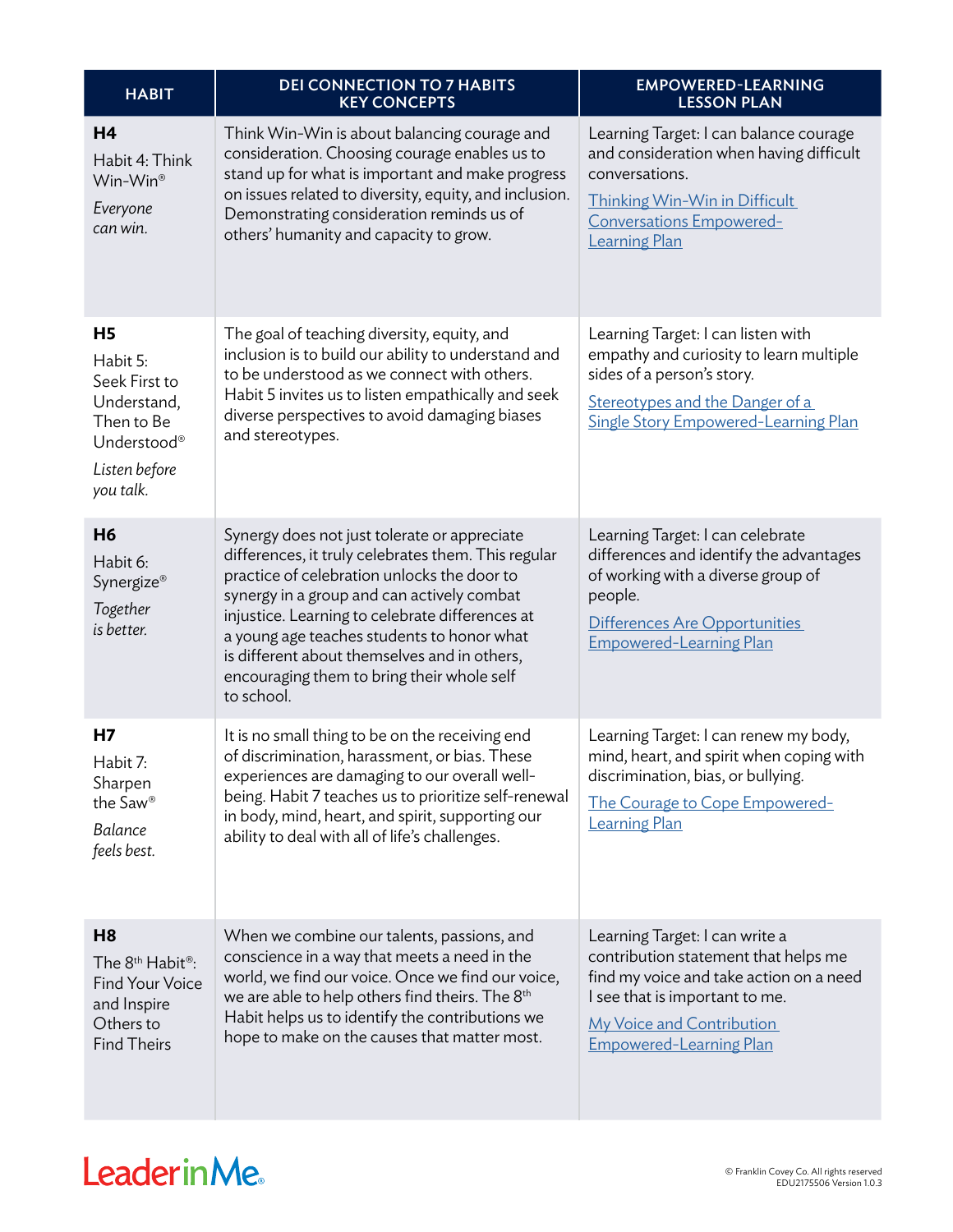| HABIT | DEI CONNECTION TO 7 HABITS KEY CONCEPTS | EMPOWERED-LEARNING LESSON PLAN |
|---|---|---|
| **H4** Habit 4: Think Win-Win® *Everyone can win.* | Think Win-Win is about balancing courage and consideration. Choosing courage enables us to stand up for what is important and make progress on issues related to diversity, equity, and inclusion. Demonstrating consideration reminds us of others' humanity and capacity to grow. | Learning Target: I can balance courage and consideration when having difficult conversations. Thinking Win-Win in Difficult Conversations Empowered-Learning Plan |
| **H5** Habit 5: Seek First to Understand, Then to Be Understood® *Listen before you talk.* | The goal of teaching diversity, equity, and inclusion is to build our ability to understand and to be understood as we connect with others. Habit 5 invites us to listen empathically and seek diverse perspectives to avoid damaging biases and stereotypes. | Learning Target: I can listen with empathy and curiosity to learn multiple sides of a person's story. Stereotypes and the Danger of a Single Story Empowered-Learning Plan |
| **H6** Habit 6: Synergize® *Together is better.* | Synergy does not just tolerate or appreciate differences, it truly celebrates them. This regular practice of celebration unlocks the door to synergy in a group and can actively combat injustice. Learning to celebrate differences at a young age teaches students to honor what is different about themselves and in others, encouraging them to bring their whole self to school. | Learning Target: I can celebrate differences and identify the advantages of working with a diverse group of people. Differences Are Opportunities Empowered-Learning Plan |
| **H7** Habit 7: Sharpen the Saw® *Balance feels best.* | It is no small thing to be on the receiving end of discrimination, harassment, or bias. These experiences are damaging to our overall well-being. Habit 7 teaches us to prioritize self-renewal in body, mind, heart, and spirit, supporting our ability to deal with all of life's challenges. | Learning Target: I can renew my body, mind, heart, and spirit when coping with discrimination, bias, or bullying. The Courage to Cope Empowered-Learning Plan |
| **H8** The 8th Habit®: Find Your Voice and Inspire Others to Find Theirs | When we combine our talents, passions, and conscience in a way that meets a need in the world, we find our voice. Once we find our voice, we are able to help others find theirs. The 8th Habit helps us to identify the contributions we hope to make on the causes that matter most. | Learning Target: I can write a contribution statement that helps me find my voice and take action on a need I see that is important to me. My Voice and Contribution Empowered-Learning Plan |

LeaderinMe®

© Franklin Covey Co. All rights reserved
EDU2175506 Version 1.0.3